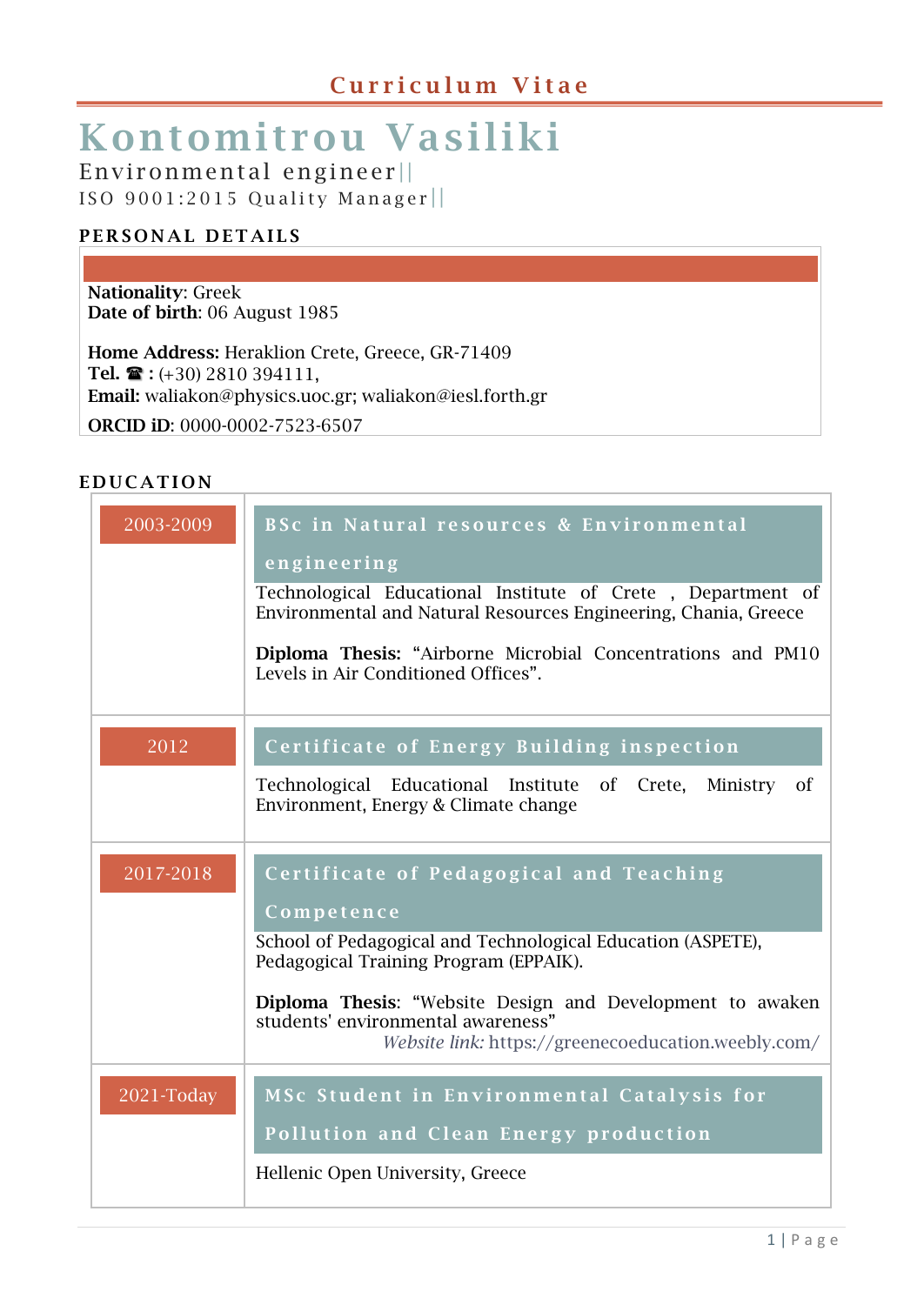# Curriculum Vitae

# Kontomitrou Vasiliki

Environmental engineer||

ISO 9001:2015 Quality Manager||

## PERSONAL DETAILS

**Nationality**: Greek
**Date of birth**: 06 August 1985

**Home Address:** Heraklion Crete, Greece, GR-71409
**Tel. ☎ :** (+30) 2810 394111,
**Email:** waliakon@physics.uoc.gr; waliakon@iesl.forth.gr

**ORCID iD**: 0000-0002-7523-6507

## EDUCATION

| | |
|---|---|
| 2003-2009 | **BSc in Natural resources & Environmental engineering**<br>Technological Educational Institute of Crete , Department of Environmental and Natural Resources Engineering, Chania, Greece<br><br>**Diploma Thesis:** "Airborne Microbial Concentrations and PM10 Levels in Air Conditioned Offices". |
| 2012 | **Certificate of Energy Building inspection**<br>Technological Educational Institute of Crete, Ministry of Environment, Energy & Climate change |
| 2017-2018 | **Certificate of Pedagogical and Teaching Competence**<br>School of Pedagogical and Technological Education (ASPETE), Pedagogical Training Program (EPPAIK).<br><br>**Diploma Thesis**: "Website Design and Development to awaken students' environmental awareness"<br>*Website link:* https://greenecoeducation.weebly.com/ |
| 2021-Today | **MSc Student in Environmental Catalysis for Pollution and Clean Energy production**<br>Hellenic Open University, Greece |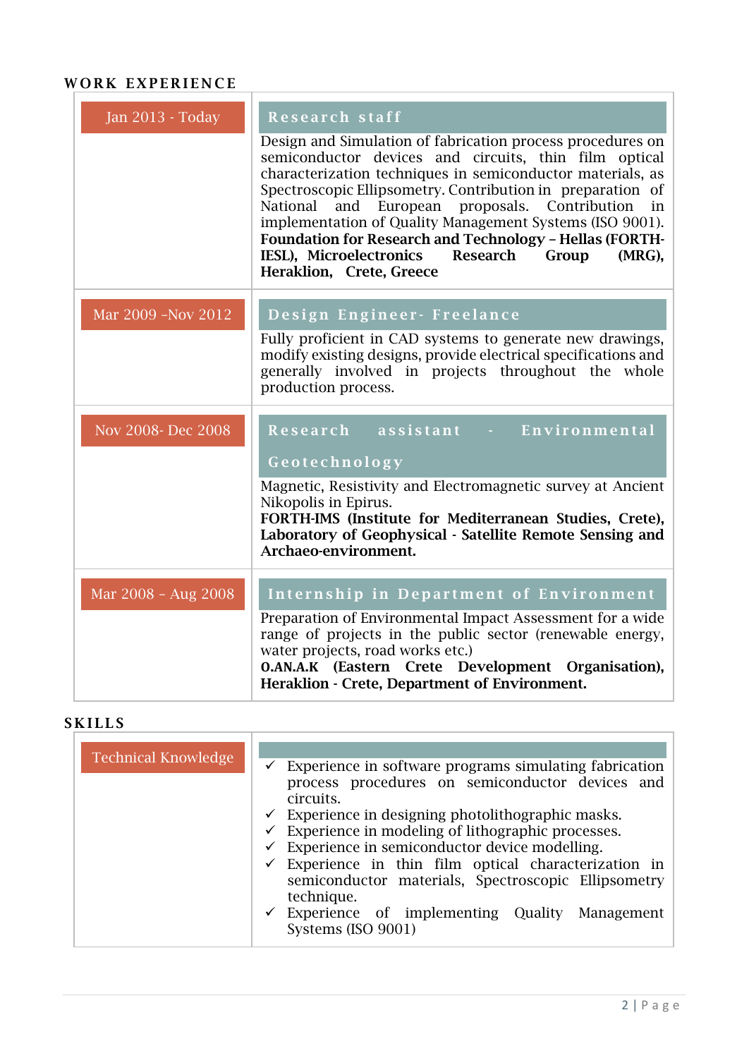## WORK EXPERIENCE

| Period | Details |
|---|---|
| Jan 2013 - Today | **Research staff**<br>Design and Simulation of fabrication process procedures on semiconductor devices and circuits, thin film optical characterization techniques in semiconductor materials, as Spectroscopic Ellipsometry. Contribution in preparation of National and European proposals. Contribution in implementation of Quality Management Systems (ISO 9001).<br>**Foundation for Research and Technology – Hellas (FORTH-IESL), Microelectronics Research Group (MRG), Heraklion, Crete, Greece** |
| Mar 2009 -Nov 2012 | **Design Engineer- Freelance**<br>Fully proficient in CAD systems to generate new drawings, modify existing designs, provide electrical specifications and generally involved in projects throughout the whole production process. |
| Nov 2008- Dec 2008 | **Research assistant - Environmental Geotechnology**<br>Magnetic, Resistivity and Electromagnetic survey at Ancient Nikopolis in Epirus.<br>**FORTH-IMS (Institute for Mediterranean Studies, Crete), Laboratory of Geophysical - Satellite Remote Sensing and Archaeo-environment.** |
| Mar 2008 – Aug 2008 | **Internship in Department of Environment**<br>Preparation of Environmental Impact Assessment for a wide range of projects in the public sector (renewable energy, water projects, road works etc.)<br>**O.AN.A.K (Eastern Crete Development Organisation), Heraklion - Crete, Department of Environment.** |

## SKILLS

| Category | Details |
|---|---|
| Technical Knowledge | ✓ Experience in software programs simulating fabrication process procedures on semiconductor devices and circuits.<br>✓ Experience in designing photolithographic masks.<br>✓ Experience in modeling of lithographic processes.<br>✓ Experience in semiconductor device modelling.<br>✓ Experience in thin film optical characterization in semiconductor materials, Spectroscopic Ellipsometry technique.<br>✓ Experience of implementing Quality Management Systems (ISO 9001) |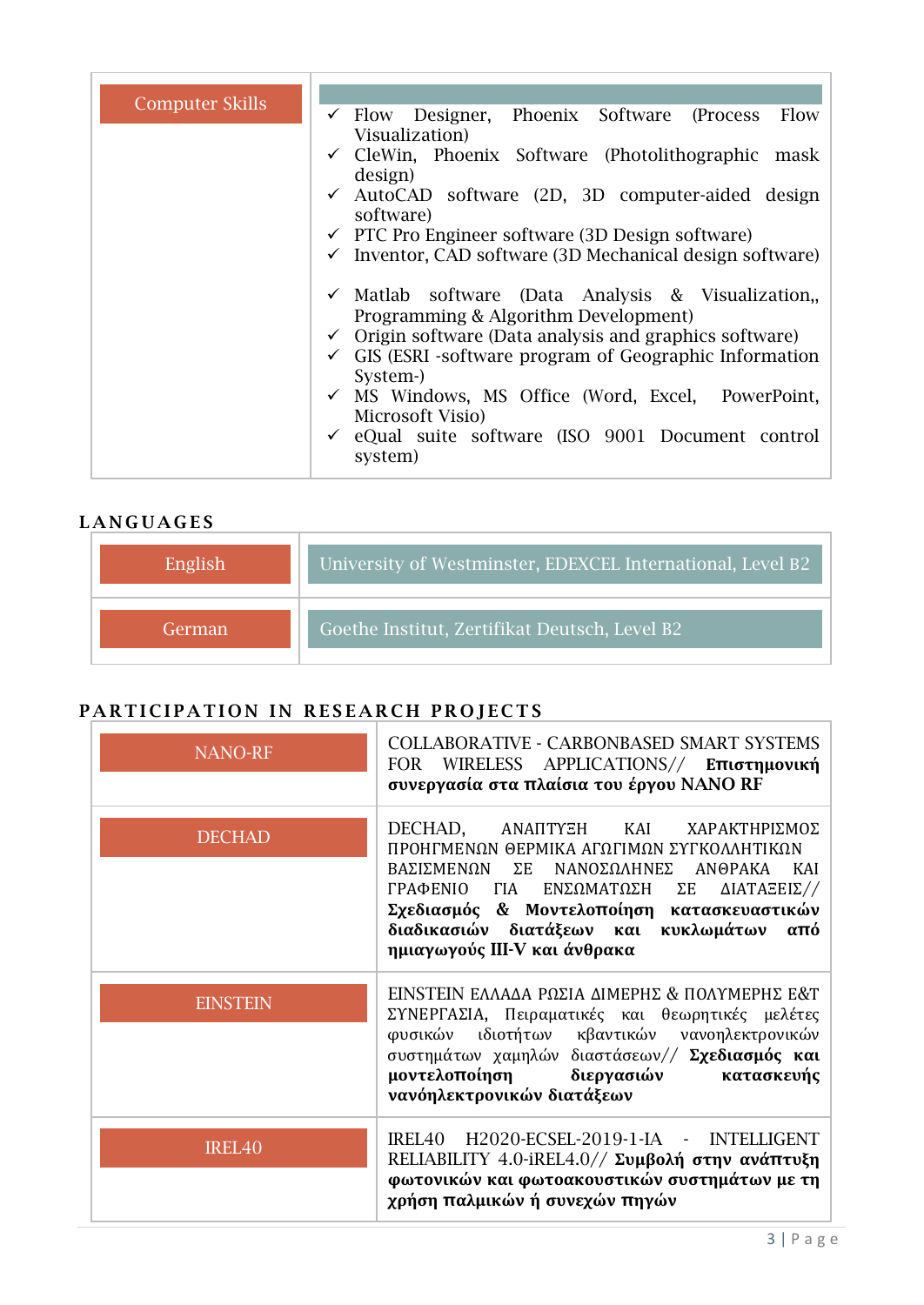| Computer Skills | ✓ Flow Designer, Phoenix Software (Process Flow Visualization)<br>✓ CleWin, Phoenix Software (Photolithographic mask design)<br>✓ AutoCAD software (2D, 3D computer-aided design software)<br>✓ PTC Pro Engineer software (3D Design software)<br>✓ Inventor, CAD software (3D Mechanical design software)<br><br>✓ Matlab software (Data Analysis & Visualization,, Programming & Algorithm Development)<br>✓ Origin software (Data analysis and graphics software)<br>✓ GIS (ESRI -software program of Geographic Information System-)<br>✓ MS Windows, MS Office (Word, Excel, PowerPoint, Microsoft Visio)<br>✓ eQual suite software (ISO 9001 Document control system) |
|---|---|

## LANGUAGES

| English | University of Westminster, EDEXCEL International, Level B2 |
|---|---|
| German | Goethe Institut, Zertifikat Deutsch, Level B2 |

## PARTICIPATION IN RESEARCH PROJECTS

| NANO-RF | COLLABORATIVE - CARBONBASED SMART SYSTEMS FOR WIRELESS APPLICATIONS// **Επιστημονική συνεργασία στα πλαίσια του έργου NANO RF** |
|---|---|
| DECHAD | DECHAD, ΑΝΑΠΤΥΞΗ ΚΑΙ ΧΑΡΑΚΤΗΡΙΣΜΟΣ ΠΡΟΗΓΜΕΝΩΝ ΘΕΡΜΙΚΑ ΑΓΩΓΙΜΩΝ ΣΥΓΚΟΛΛΗΤΙΚΩΝ ΒΑΣΙΣΜΕΝΩΝ ΣΕ ΝΑΝΟΣΩΛΗΝΕΣ ΑΝΘΡΑΚΑ ΚΑΙ ΓΡΑΦΕΝΙΟ ΓΙΑ ΕΝΣΩΜΑΤΩΣΗ ΣΕ ΔΙΑΤΑΞΕΙΣ// **Σχεδιασμός & Μοντελοποίηση κατασκευαστικών διαδικασιών διατάξεων και κυκλωμάτων από ημιαγωγούς III-V και άνθρακα** |
| EINSTEIN | EINSTEIN ΕΛΛΑΔΑ ΡΩΣΙΑ ΔΙΜΕΡΗΣ & ΠΟΛΥΜΕΡΗΣ Ε&Τ ΣΥΝΕΡΓΑΣΙΑ, Πειραματικές και θεωρητικές μελέτες φυσικών ιδιοτήτων κβαντικών νανοηλεκτρονικών συστημάτων χαμηλών διαστάσεων// **Σχεδιασμός και μοντελοποίηση διεργασιών κατασκευής νανόηλεκτρονικών διατάξεων** |
| IREL40 | IREL40 H2020-ECSEL-2019-1-IA - INTELLIGENT RELIABILITY 4.0-iREL4.0// **Συμβολή στην ανάπτυξη φωτονικών και φωτοακουστικών συστημάτων με τη χρήση παλμικών ή συνεχών πηγών** |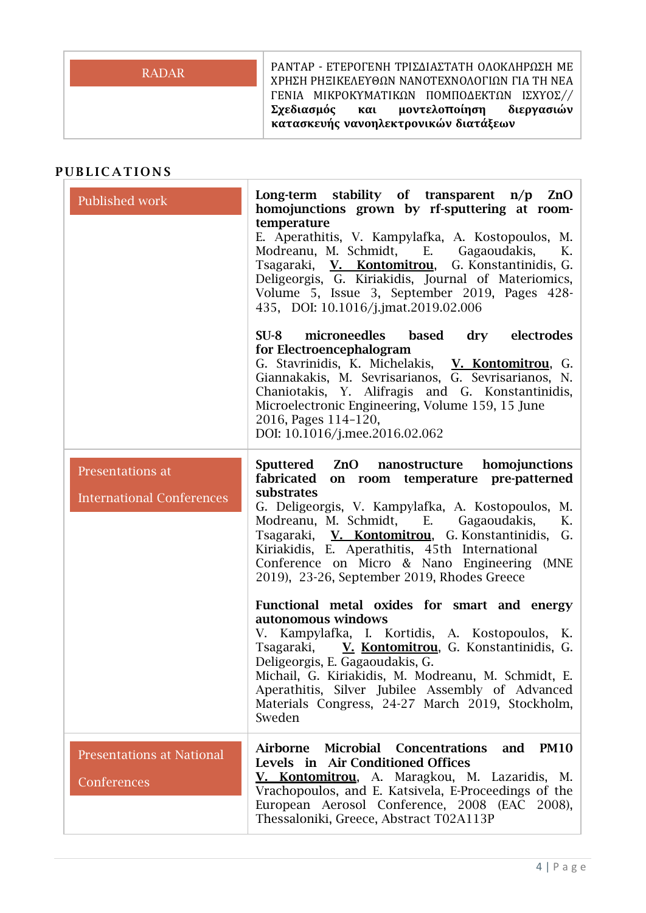| RADAR | ΡΑΝΤΑΡ - ΕΤΕΡΟΓΕΝΗ ΤΡΙΣΔΙΑΣΤΑΤΗ ΟΛΟΚΛΗΡΩΣΗ ΜΕ ΧΡΗΣΗ ΡΗΞΙΚΕΛΕΥΘΩΝ ΝΑΝΟΤΕΧΝΟΛΟΓΙΩΝ ΓΙΑ ΤΗ ΝΕΑ ΓΕΝΙΑ ΜΙΚΡΟΚΥΜΑΤΙΚΩΝ ΠΟΜΠΟΔΕΚΤΩΝ ΙΣΧΥΟΣ// **Σχεδιασμός και μοντελοποίηση διεργασιών κατασκευής νανοηλεκτρονικών διατάξεων** |
|---|---|

## PUBLICATIONS

| | |
|---|---|
| Published work | **Long-term stability of transparent n/p ZnO homojunctions grown by rf-sputtering at room-temperature**<br>E. Aperathitis, V. Kampylafka, A. Kostopoulos, M. Modreanu, M. Schmidt, E. Gagaoudakis, K. Tsagaraki, **V. Kontomitrou**, G. Konstantinidis, G. Deligeorgis, G. Kiriakidis, Journal of Materiomics, Volume 5, Issue 3, September 2019, Pages 428-435, DOI: 10.1016/j.jmat.2019.02.006<br><br>**SU-8 microneedles based dry electrodes for Electroencephalogram**<br>G. Stavrinidis, K. Michelakis, **V. Kontomitrou**, G. Giannakakis, M. Sevrisarianos, G. Sevrisarianos, N. Chaniotakis, Y. Alifragis and G. Konstantinidis, Microelectronic Engineering, Volume 159, 15 June 2016, Pages 114–120,<br>DOI: 10.1016/j.mee.2016.02.062 |
| Presentations at International Conferences | **Sputtered ZnO nanostructure homojunctions fabricated on room temperature pre-patterned substrates**<br>G. Deligeorgis, V. Kampylafka, A. Kostopoulos, M. Modreanu, M. Schmidt, E. Gagaoudakis, K. Tsagaraki, **V. Kontomitrou**, G. Konstantinidis, G. Kiriakidis, E. Aperathitis, 45th International Conference on Micro & Nano Engineering (MNE 2019), 23-26, September 2019, Rhodes Greece<br><br>**Functional metal oxides for smart and energy autonomous windows**<br>V. Kampylafka, I. Kortidis, A. Kostopoulos, K. Tsagaraki, **V. Kontomitrou**, G. Konstantinidis, G. Deligeorgis, E. Gagaoudakis, G. Michail, G. Kiriakidis, M. Modreanu, M. Schmidt, E. Aperathitis, Silver Jubilee Assembly of Advanced Materials Congress, 24-27 March 2019, Stockholm, Sweden |
| Presentations at National Conferences | **Airborne Microbial Concentrations and PM10 Levels in Air Conditioned Offices**<br>**V. Kontomitrou**, A. Maragkou, M. Lazaridis, M. Vrachopoulos, and E. Katsivela, E-Proceedings of the European Aerosol Conference, 2008 (EAC 2008), Thessaloniki, Greece, Abstract T02A113P |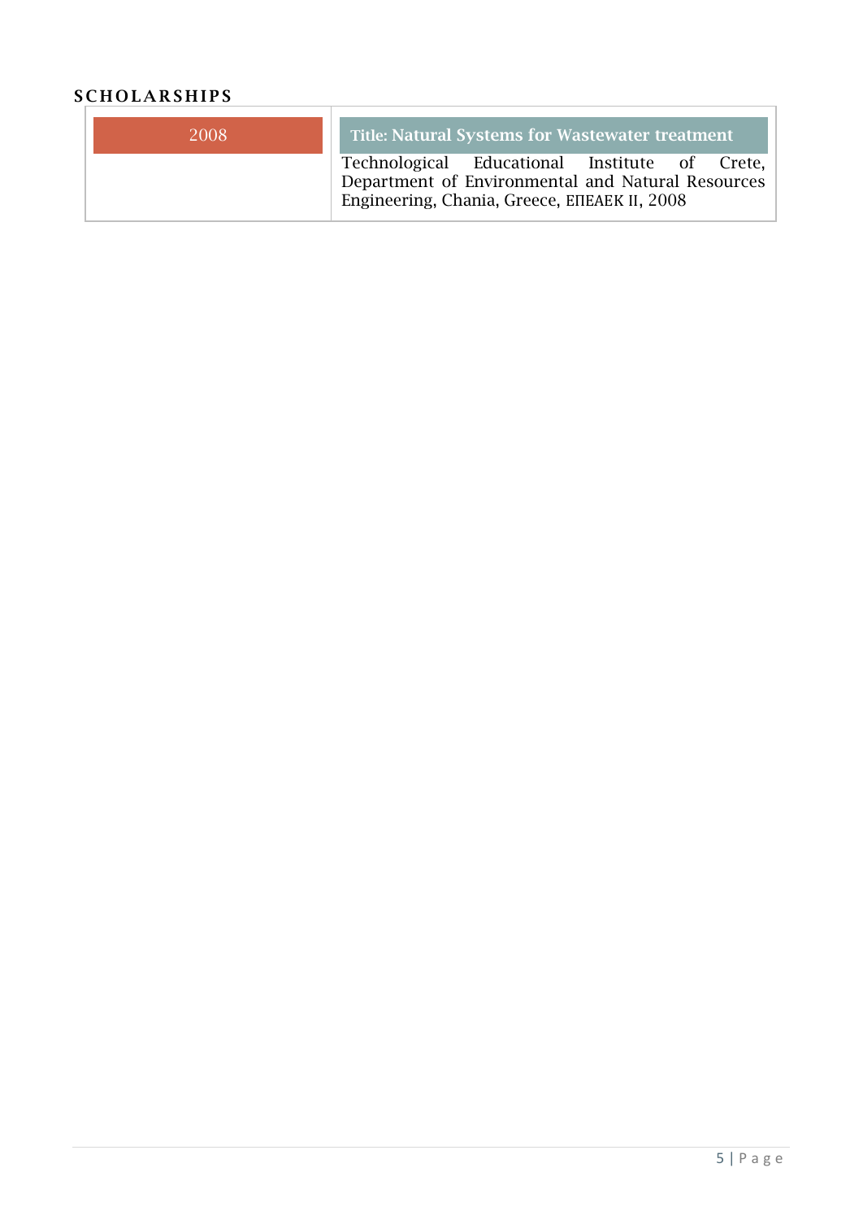## SCHOLARSHIPS

| | |
|---|---|
| 2008 | **Title: Natural Systems for Wastewater treatment**<br>Technological Educational Institute of Crete, Department of Environmental and Natural Resources Engineering, Chania, Greece, ΕΠΕΑΕΚ ΙΙ, 2008 |